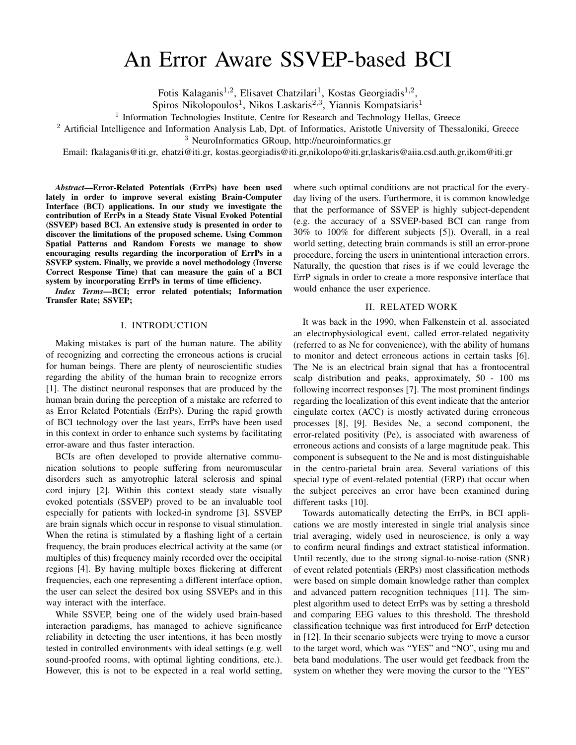# An Error Aware SSVEP-based BCI

Fotis Kalaganis[1,2], Elisavet Chatzilari[1], Kostas Georgiadis[1,2],
Spiros Nikolopoulos[1], Nikos Laskaris[2,3], Yiannis Kompatsiaris[1]

[1] Information Technologies Institute, Centre for Research and Technology Hellas, Greece

[2] Artificial Intelligence and Information Analysis Lab, Dpt. of Informatics, Aristotle University of Thessaloniki, Greece

[3] NeuroInformatics GRoup, http://neuroinformatics.gr

Email: fkalaganis@iti.gr, ehatzi@iti.gr, kostas.georgiadis@iti.gr,nikolopo@iti.gr,laskaris@aiia.csd.auth.gr,ikom@iti.gr

***Abstract*—Error-Related Potentials (ErrPs) have been used lately in order to improve several existing Brain-Computer Interface (BCI) applications. In our study we investigate the contribution of ErrPs in a Steady State Visual Evoked Potential (SSVEP) based BCI. An extensive study is presented in order to discover the limitations of the proposed scheme. Using Common Spatial Patterns and Random Forests we manage to show encouraging results regarding the incorporation of ErrPs in a SSVEP system. Finally, we provide a novel methodology (Inverse Correct Response Time) that can measure the gain of a BCI system by incorporating ErrPs in terms of time efficiency.**

***Index Terms*—BCI; error related potentials; Information Transfer Rate; SSVEP;**

## I. INTRODUCTION

Making mistakes is part of the human nature. The ability of recognizing and correcting the erroneous actions is crucial for human beings. There are plenty of neuroscientific studies regarding the ability of the human brain to recognize errors [1]. The distinct neuronal responses that are produced by the human brain during the perception of a mistake are referred to as Error Related Potentials (ErrPs). During the rapid growth of BCI technology over the last years, ErrPs have been used in this context in order to enhance such systems by facilitating error-aware and thus faster interaction.

BCIs are often developed to provide alternative communication solutions to people suffering from neuromuscular disorders such as amyotrophic lateral sclerosis and spinal cord injury [2]. Within this context steady state visually evoked potentials (SSVEP) proved to be an invaluable tool especially for patients with locked-in syndrome [3]. SSVEP are brain signals which occur in response to visual stimulation. When the retina is stimulated by a flashing light of a certain frequency, the brain produces electrical activity at the same (or multiples of this) frequency mainly recorded over the occipital regions [4]. By having multiple boxes flickering at different frequencies, each one representing a different interface option, the user can select the desired box using SSVEPs and in this way interact with the interface.

While SSVEP, being one of the widely used brain-based interaction paradigms, has managed to achieve significance reliability in detecting the user intentions, it has been mostly tested in controlled environments with ideal settings (e.g. well sound-proofed rooms, with optimal lighting conditions, etc.). However, this is not to be expected in a real world setting, where such optimal conditions are not practical for the everyday living of the users. Furthermore, it is common knowledge that the performance of SSVEP is highly subject-dependent (e.g. the accuracy of a SSVEP-based BCI can range from 30% to 100% for different subjects [5]). Overall, in a real world setting, detecting brain commands is still an error-prone procedure, forcing the users in unintentional interaction errors. Naturally, the question that rises is if we could leverage the ErrP signals in order to create a more responsive interface that would enhance the user experience.

## II. RELATED WORK

It was back in the 1990, when Falkenstein et al. associated an electrophysiological event, called error-related negativity (referred to as Ne for convenience), with the ability of humans to monitor and detect erroneous actions in certain tasks [6]. The Ne is an electrical brain signal that has a frontocentral scalp distribution and peaks, approximately, 50 - 100 ms following incorrect responses [7]. The most prominent findings regarding the localization of this event indicate that the anterior cingulate cortex (ACC) is mostly activated during erroneous processes [8], [9]. Besides Ne, a second component, the error-related positivity (Pe), is associated with awareness of erroneous actions and consists of a large magnitude peak. This component is subsequent to the Ne and is most distinguishable in the centro-parietal brain area. Several variations of this special type of event-related potential (ERP) that occur when the subject perceives an error have been examined during different tasks [10].

Towards automatically detecting the ErrPs, in BCI applications we are mostly interested in single trial analysis since trial averaging, widely used in neuroscience, is only a way to confirm neural findings and extract statistical information. Until recently, due to the strong signal-to-noise-ration (SNR) of event related potentials (ERPs) most classification methods were based on simple domain knowledge rather than complex and advanced pattern recognition techniques [11]. The simplest algorithm used to detect ErrPs was by setting a threshold and comparing EEG values to this threshold. The threshold classification technique was first introduced for ErrP detection in [12]. In their scenario subjects were trying to move a cursor to the target word, which was "YES" and "NO", using mu and beta band modulations. The user would get feedback from the system on whether they were moving the cursor to the "YES"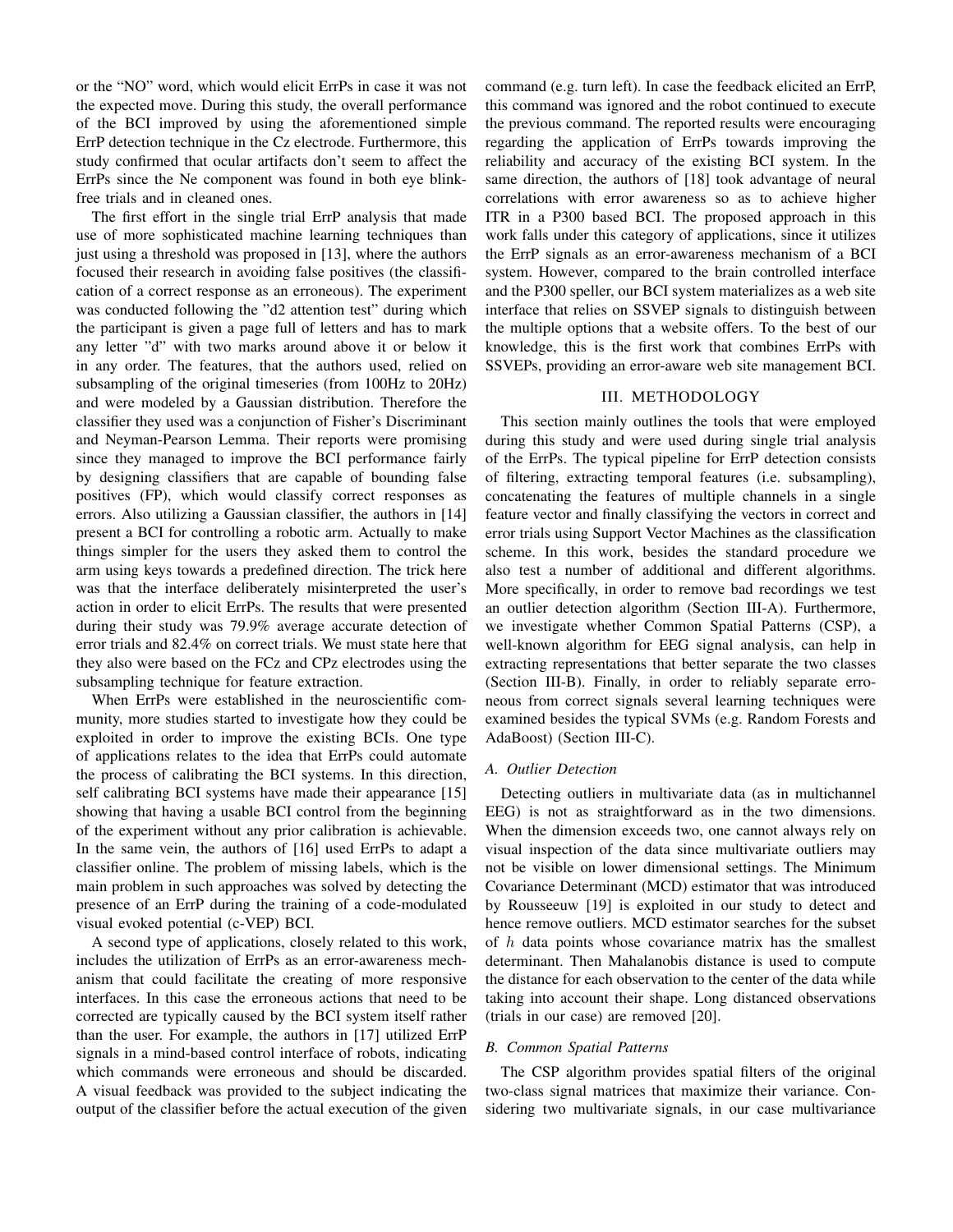or the "NO" word, which would elicit ErrPs in case it was not the expected move. During this study, the overall performance of the BCI improved by using the aforementioned simple ErrP detection technique in the Cz electrode. Furthermore, this study confirmed that ocular artifacts don't seem to affect the ErrPs since the Ne component was found in both eye blink-free trials and in cleaned ones.

The first effort in the single trial ErrP analysis that made use of more sophisticated machine learning techniques than just using a threshold was proposed in [13], where the authors focused their research in avoiding false positives (the classification of a correct response as an erroneous). The experiment was conducted following the "d2 attention test" during which the participant is given a page full of letters and has to mark any letter "d" with two marks around above it or below it in any order. The features, that the authors used, relied on subsampling of the original timeseries (from 100Hz to 20Hz) and were modeled by a Gaussian distribution. Therefore the classifier they used was a conjunction of Fisher's Discriminant and Neyman-Pearson Lemma. Their reports were promising since they managed to improve the BCI performance fairly by designing classifiers that are capable of bounding false positives (FP), which would classify correct responses as errors. Also utilizing a Gaussian classifier, the authors in [14] present a BCI for controlling a robotic arm. Actually to make things simpler for the users they asked them to control the arm using keys towards a predefined direction. The trick here was that the interface deliberately misinterpreted the user's action in order to elicit ErrPs. The results that were presented during their study was 79.9% average accurate detection of error trials and 82.4% on correct trials. We must state here that they also were based on the FCz and CPz electrodes using the subsampling technique for feature extraction.

When ErrPs were established in the neuroscientific community, more studies started to investigate how they could be exploited in order to improve the existing BCIs. One type of applications relates to the idea that ErrPs could automate the process of calibrating the BCI systems. In this direction, self calibrating BCI systems have made their appearance [15] showing that having a usable BCI control from the beginning of the experiment without any prior calibration is achievable. In the same vein, the authors of [16] used ErrPs to adapt a classifier online. The problem of missing labels, which is the main problem in such approaches was solved by detecting the presence of an ErrP during the training of a code-modulated visual evoked potential (c-VEP) BCI.

A second type of applications, closely related to this work, includes the utilization of ErrPs as an error-awareness mechanism that could facilitate the creating of more responsive interfaces. In this case the erroneous actions that need to be corrected are typically caused by the BCI system itself rather than the user. For example, the authors in [17] utilized ErrP signals in a mind-based control interface of robots, indicating which commands were erroneous and should be discarded. A visual feedback was provided to the subject indicating the output of the classifier before the actual execution of the given command (e.g. turn left). In case the feedback elicited an ErrP, this command was ignored and the robot continued to execute the previous command. The reported results were encouraging regarding the application of ErrPs towards improving the reliability and accuracy of the existing BCI system. In the same direction, the authors of [18] took advantage of neural correlations with error awareness so as to achieve higher ITR in a P300 based BCI. The proposed approach in this work falls under this category of applications, since it utilizes the ErrP signals as an error-awareness mechanism of a BCI system. However, compared to the brain controlled interface and the P300 speller, our BCI system materializes as a web site interface that relies on SSVEP signals to distinguish between the multiple options that a website offers. To the best of our knowledge, this is the first work that combines ErrPs with SSVEPs, providing an error-aware web site management BCI.

## III. METHODOLOGY

This section mainly outlines the tools that were employed during this study and were used during single trial analysis of the ErrPs. The typical pipeline for ErrP detection consists of filtering, extracting temporal features (i.e. subsampling), concatenating the features of multiple channels in a single feature vector and finally classifying the vectors in correct and error trials using Support Vector Machines as the classification scheme. In this work, besides the standard procedure we also test a number of additional and different algorithms. More specifically, in order to remove bad recordings we test an outlier detection algorithm (Section III-A). Furthermore, we investigate whether Common Spatial Patterns (CSP), a well-known algorithm for EEG signal analysis, can help in extracting representations that better separate the two classes (Section III-B). Finally, in order to reliably separate erroneous from correct signals several learning techniques were examined besides the typical SVMs (e.g. Random Forests and AdaBoost) (Section III-C).

### *A. Outlier Detection*

Detecting outliers in multivariate data (as in multichannel EEG) is not as straightforward as in the two dimensions. When the dimension exceeds two, one cannot always rely on visual inspection of the data since multivariate outliers may not be visible on lower dimensional settings. The Minimum Covariance Determinant (MCD) estimator that was introduced by Rousseeuw [19] is exploited in our study to detect and hence remove outliers. MCD estimator searches for the subset of $h$ data points whose covariance matrix has the smallest determinant. Then Mahalanobis distance is used to compute the distance for each observation to the center of the data while taking into account their shape. Long distanced observations (trials in our case) are removed [20].

### *B. Common Spatial Patterns*

The CSP algorithm provides spatial filters of the original two-class signal matrices that maximize their variance. Considering two multivariate signals, in our case multivariance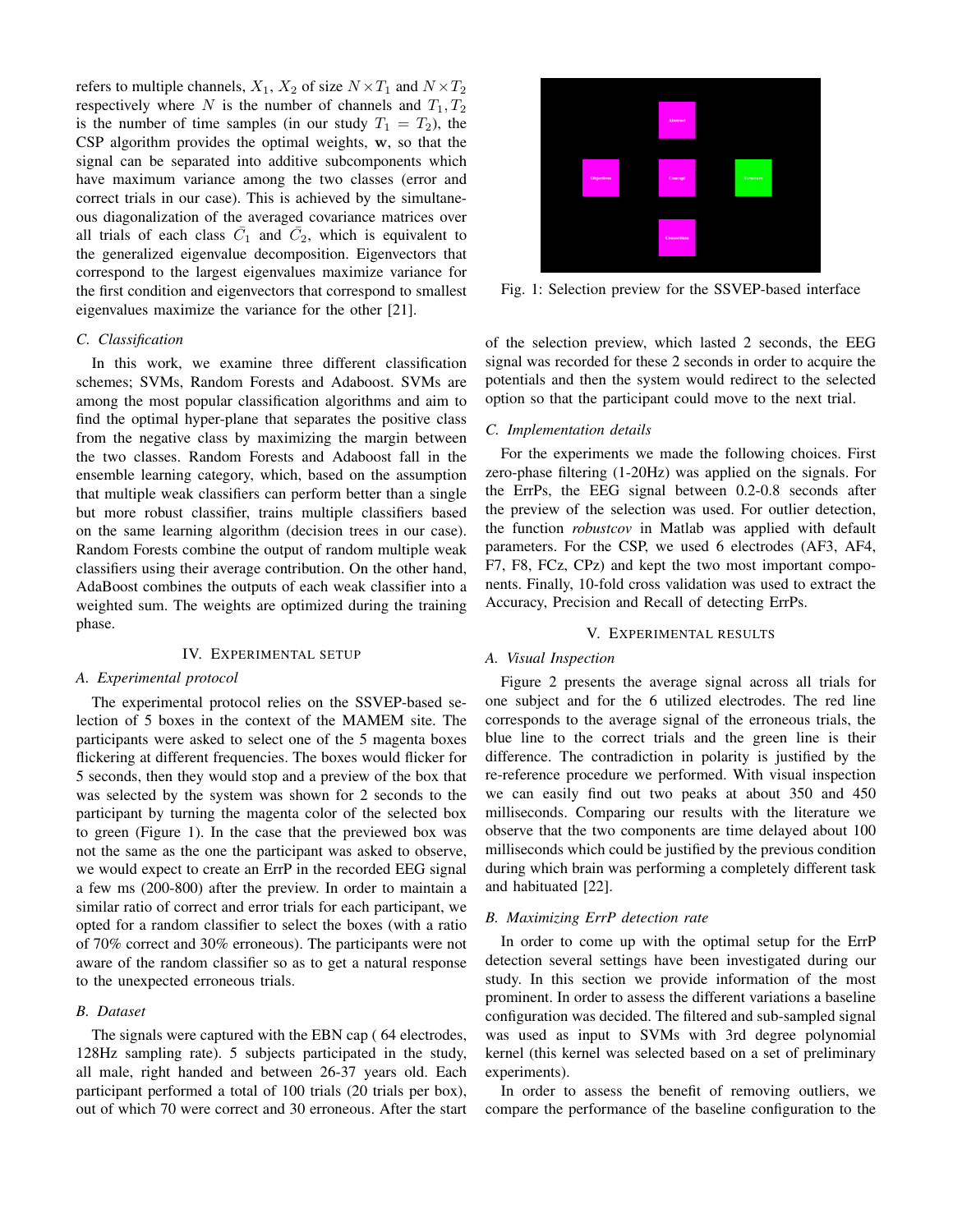refers to multiple channels, $X_1$, $X_2$ of size $N \times T_1$ and $N \times T_2$ respectively where $N$ is the number of channels and $T_1, T_2$ is the number of time samples (in our study $T_1 = T_2$), the CSP algorithm provides the optimal weights, $\mathbf{w}$, so that the signal can be separated into additive subcomponents which have maximum variance among the two classes (error and correct trials in our case). This is achieved by the simultaneous diagonalization of the averaged covariance matrices over all trials of each class $\bar{C}_1$ and $\bar{C}_2$, which is equivalent to the generalized eigenvalue decomposition. Eigenvectors that correspond to the largest eigenvalues maximize variance for the first condition and eigenvectors that correspond to smallest eigenvalues maximize the variance for the other [21].

### C. Classification

In this work, we examine three different classification schemes; SVMs, Random Forests and Adaboost. SVMs are among the most popular classification algorithms and aim to find the optimal hyper-plane that separates the positive class from the negative class by maximizing the margin between the two classes. Random Forests and Adaboost fall in the ensemble learning category, which, based on the assumption that multiple weak classifiers can perform better than a single but more robust classifier, trains multiple classifiers based on the same learning algorithm (decision trees in our case). Random Forests combine the output of random multiple weak classifiers using their average contribution. On the other hand, AdaBoost combines the outputs of each weak classifier into a weighted sum. The weights are optimized during the training phase.

## IV. Experimental setup

### A. Experimental protocol

The experimental protocol relies on the SSVEP-based selection of 5 boxes in the context of the MAMEM site. The participants were asked to select one of the 5 magenta boxes flickering at different frequencies. The boxes would flicker for 5 seconds, then they would stop and a preview of the box that was selected by the system was shown for 2 seconds to the participant by turning the magenta color of the selected box to green (Figure 1). In the case that the previewed box was not the same as the one the participant was asked to observe, we would expect to create an ErrP in the recorded EEG signal a few ms (200-800) after the preview. In order to maintain a similar ratio of correct and error trials for each participant, we opted for a random classifier to select the boxes (with a ratio of 70% correct and 30% erroneous). The participants were not aware of the random classifier so as to get a natural response to the unexpected erroneous trials.

### B. Dataset

The signals were captured with the EBN cap ( 64 electrodes, 128Hz sampling rate). 5 subjects participated in the study, all male, right handed and between 26-37 years old. Each participant performed a total of 100 trials (20 trials per box), out of which 70 were correct and 30 erroneous. After the start of the selection preview, which lasted 2 seconds, the EEG signal was recorded for these 2 seconds in order to acquire the potentials and then the system would redirect to the selected option so that the participant could move to the next trial.

Fig. 1: Selection preview for the SSVEP-based interface

### C. Implementation details

For the experiments we made the following choices. First zero-phase filtering (1-20Hz) was applied on the signals. For the ErrPs, the EEG signal between 0.2-0.8 seconds after the preview of the selection was used. For outlier detection, the function *robustcov* in Matlab was applied with default parameters. For the CSP, we used 6 electrodes (AF3, AF4, F7, F8, FCz, CPz) and kept the two most important components. Finally, 10-fold cross validation was used to extract the Accuracy, Precision and Recall of detecting ErrPs.

## V. Experimental results

### A. Visual Inspection

Figure 2 presents the average signal across all trials for one subject and for the 6 utilized electrodes. The red line corresponds to the average signal of the erroneous trials, the blue line to the correct trials and the green line is their difference. The contradiction in polarity is justified by the re-reference procedure we performed. With visual inspection we can easily find out two peaks at about 350 and 450 milliseconds. Comparing our results with the literature we observe that the two components are time delayed about 100 milliseconds which could be justified by the previous condition during which brain was performing a completely different task and habituated [22].

### B. Maximizing ErrP detection rate

In order to come up with the optimal setup for the ErrP detection several settings have been investigated during our study. In this section we provide information of the most prominent. In order to assess the different variations a baseline configuration was decided. The filtered and sub-sampled signal was used as input to SVMs with 3rd degree polynomial kernel (this kernel was selected based on a set of preliminary experiments).

In order to assess the benefit of removing outliers, we compare the performance of the baseline configuration to the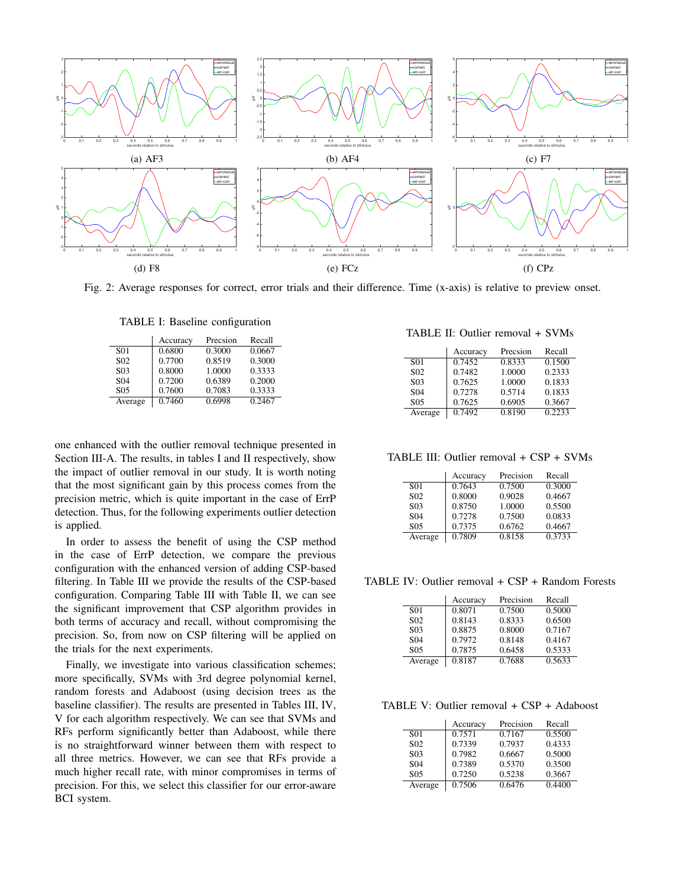(a) AF3

(b) AF4

(c) F7

(d) F8

(e) FCz

(f) CPz

Fig. 2: Average responses for correct, error trials and their difference. Time (x-axis) is relative to preview onset.

TABLE I: Baseline configuration

| | Accuracy | Precsion | Recall |
|---|---|---|---|
| S01 | 0.6800 | 0.3000 | 0.0667 |
| S02 | 0.7700 | 0.8519 | 0.3000 |
| S03 | 0.8000 | 1.0000 | 0.3333 |
| S04 | 0.7200 | 0.6389 | 0.2000 |
| S05 | 0.7600 | 0.7083 | 0.3333 |
| Average | 0.7460 | 0.6998 | 0.2467 |

one enhanced with the outlier removal technique presented in Section III-A. The results, in tables I and II respectively, show the impact of outlier removal in our study. It is worth noting that the most significant gain by this process comes from the precision metric, which is quite important in the case of ErrP detection. Thus, for the following experiments outlier detection is applied.

In order to assess the benefit of using the CSP method in the case of ErrP detection, we compare the previous configuration with the enhanced version of adding CSP-based filtering. In Table III we provide the results of the CSP-based configuration. Comparing Table III with Table II, we can see the significant improvement that CSP algorithm provides in both terms of accuracy and recall, without compromising the precision. So, from now on CSP filtering will be applied on the trials for the next experiments.

Finally, we investigate into various classification schemes; more specifically, SVMs with 3rd degree polynomial kernel, random forests and Adaboost (using decision trees as the baseline classifier). The results are presented in Tables III, IV, V for each algorithm respectively. We can see that SVMs and RFs perform significantly better than Adaboost, while there is no straightforward winner between them with respect to all three metrics. However, we can see that RFs provide a much higher recall rate, with minor compromises in terms of precision. For this, we select this classifier for our error-aware BCI system.

TABLE II: Outlier removal + SVMs

| | Accuracy | Precsion | Recall |
|---|---|---|---|
| S01 | 0.7452 | 0.8333 | 0.1500 |
| S02 | 0.7482 | 1.0000 | 0.2333 |
| S03 | 0.7625 | 1.0000 | 0.1833 |
| S04 | 0.7278 | 0.5714 | 0.1833 |
| S05 | 0.7625 | 0.6905 | 0.3667 |
| Average | 0.7492 | 0.8190 | 0.2233 |

TABLE III: Outlier removal + CSP + SVMs

| | Accuracy | Precision | Recall |
|---|---|---|---|
| S01 | 0.7643 | 0.7500 | 0.3000 |
| S02 | 0.8000 | 0.9028 | 0.4667 |
| S03 | 0.8750 | 1.0000 | 0.5500 |
| S04 | 0.7278 | 0.7500 | 0.0833 |
| S05 | 0.7375 | 0.6762 | 0.4667 |
| Average | 0.7809 | 0.8158 | 0.3733 |

TABLE IV: Outlier removal + CSP + Random Forests

| | Accuracy | Precision | Recall |
|---|---|---|---|
| S01 | 0.8071 | 0.7500 | 0.5000 |
| S02 | 0.8143 | 0.8333 | 0.6500 |
| S03 | 0.8875 | 0.8000 | 0.7167 |
| S04 | 0.7972 | 0.8148 | 0.4167 |
| S05 | 0.7875 | 0.6458 | 0.5333 |
| Average | 0.8187 | 0.7688 | 0.5633 |

TABLE V: Outlier removal + CSP + Adaboost

| | Accuracy | Precision | Recall |
|---|---|---|---|
| S01 | 0.7571 | 0.7167 | 0.5500 |
| S02 | 0.7339 | 0.7937 | 0.4333 |
| S03 | 0.7982 | 0.6667 | 0.5000 |
| S04 | 0.7389 | 0.5370 | 0.3500 |
| S05 | 0.7250 | 0.5238 | 0.3667 |
| Average | 0.7506 | 0.6476 | 0.4400 |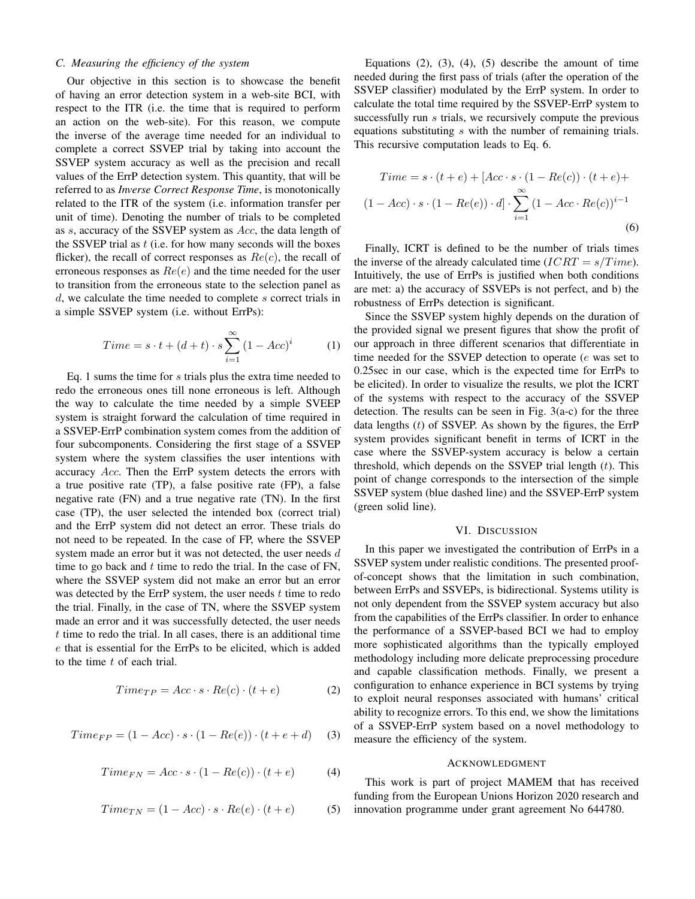### C. Measuring the efficiency of the system

Our objective in this section is to showcase the benefit of having an error detection system in a web-site BCI, with respect to the ITR (i.e. the time that is required to perform an action on the web-site). For this reason, we compute the inverse of the average time needed for an individual to complete a correct SSVEP trial by taking into account the SSVEP system accuracy as well as the precision and recall values of the ErrP detection system. This quantity, that will be referred to as ***Inverse Correct Response Time***, is monotonically related to the ITR of the system (i.e. information transfer per unit of time). Denoting the number of trials to be completed as $s$, accuracy of the SSVEP system as $Acc$, the data length of the SSVEP trial as $t$ (i.e. for how many seconds will the boxes flicker), the recall of correct responses as $Re(c)$, the recall of erroneous responses as $Re(e)$ and the time needed for the user to transition from the erroneous state to the selection panel as $d$, we calculate the time needed to complete $s$ correct trials in a simple SSVEP system (i.e. without ErrPs):

$$Time = s \cdot t + (d + t) \cdot s \sum_{i=1}^{\infty} (1 - Acc)^i \tag{1}$$

Eq. 1 sums the time for $s$ trials plus the extra time needed to redo the erroneous ones till none erroneous is left. Although the way to calculate the time needed by a simple SVEEP system is straight forward the calculation of time required in a SSVEP-ErrP combination system comes from the addition of four subcomponents. Considering the first stage of a SSVEP system where the system classifies the user intentions with accuracy $Acc$. Then the ErrP system detects the errors with a true positive rate (TP), a false positive rate (FP), a false negative rate (FN) and a true negative rate (TN). In the first case (TP), the user selected the intended box (correct trial) and the ErrP system did not detect an error. These trials do not need to be repeated. In the case of FP, where the SSVEP system made an error but it was not detected, the user needs $d$ time to go back and $t$ time to redo the trial. In the case of FN, where the SSVEP system did not make an error but an error was detected by the ErrP system, the user needs $t$ time to redo the trial. Finally, in the case of TN, where the SSVEP system made an error and it was successfully detected, the user needs $t$ time to redo the trial. In all cases, there is an additional time $e$ that is essential for the ErrPs to be elicited, which is added to the time $t$ of each trial.

$$Time_{TP} = Acc \cdot s \cdot Re(c) \cdot (t + e) \tag{2}$$

$$Time_{FP} = (1 - Acc) \cdot s \cdot (1 - Re(e)) \cdot (t + e + d) \tag{3}$$

$$Time_{FN} = Acc \cdot s \cdot (1 - Re(c)) \cdot (t + e) \tag{4}$$

$$Time_{TN} = (1 - Acc) \cdot s \cdot Re(e) \cdot (t + e) \tag{5}$$

Equations (2), (3), (4), (5) describe the amount of time needed during the first pass of trials (after the operation of the SSVEP classifier) modulated by the ErrP system. In order to calculate the total time required by the SSVEP-ErrP system to successfully run $s$ trials, we recursively compute the previous equations substituting $s$ with the number of remaining trials. This recursive computation leads to Eq. 6.

$$\begin{aligned} Time = s \cdot (t + e) + [Acc \cdot s \cdot (1 - Re(c)) \cdot (t + e) + \\ (1 - Acc) \cdot s \cdot (1 - Re(e)) \cdot d] \cdot \sum_{i=1}^{\infty} (1 - Acc \cdot Re(c))^{i-1} \end{aligned} \tag{6}$$

Finally, ICRT is defined to be the number of trials times the inverse of the already calculated time ($ICRT = s/Time$). Intuitively, the use of ErrPs is justified when both conditions are met: a) the accuracy of SSVEPs is not perfect, and b) the robustness of ErrPs detection is significant.

Since the SSVEP system highly depends on the duration of the provided signal we present figures that show the profit of our approach in three different scenarios that differentiate in time needed for the SSVEP detection to operate ($e$ was set to 0.25sec in our case, which is the expected time for ErrPs to be elicited). In order to visualize the results, we plot the ICRT of the systems with respect to the accuracy of the SSVEP detection. The results can be seen in Fig. 3(a-c) for the three data lengths ($t$) of SSVEP. As shown by the figures, the ErrP system provides significant benefit in terms of ICRT in the case where the SSVEP-system accuracy is below a certain threshold, which depends on the SSVEP trial length ($t$). This point of change corresponds to the intersection of the simple SSVEP system (blue dashed line) and the SSVEP-ErrP system (green solid line).

## VI. Discussion

In this paper we investigated the contribution of ErrPs in a SSVEP system under realistic conditions. The presented proof-of-concept shows that the limitation in such combination, between ErrPs and SSVEPs, is bidirectional. Systems utility is not only dependent from the SSVEP system accuracy but also from the capabilities of the ErrPs classifier. In order to enhance the performance of a SSVEP-based BCI we had to employ more sophisticated algorithms than the typically employed methodology including more delicate preprocessing procedure and capable classification methods. Finally, we present a configuration to enhance experience in BCI systems by trying to exploit neural responses associated with humans' critical ability to recognize errors. To this end, we show the limitations of a SSVEP-ErrP system based on a novel methodology to measure the efficiency of the system.

## Acknowledgment

This work is part of project MAMEM that has received funding from the European Unions Horizon 2020 research and innovation programme under grant agreement No 644780.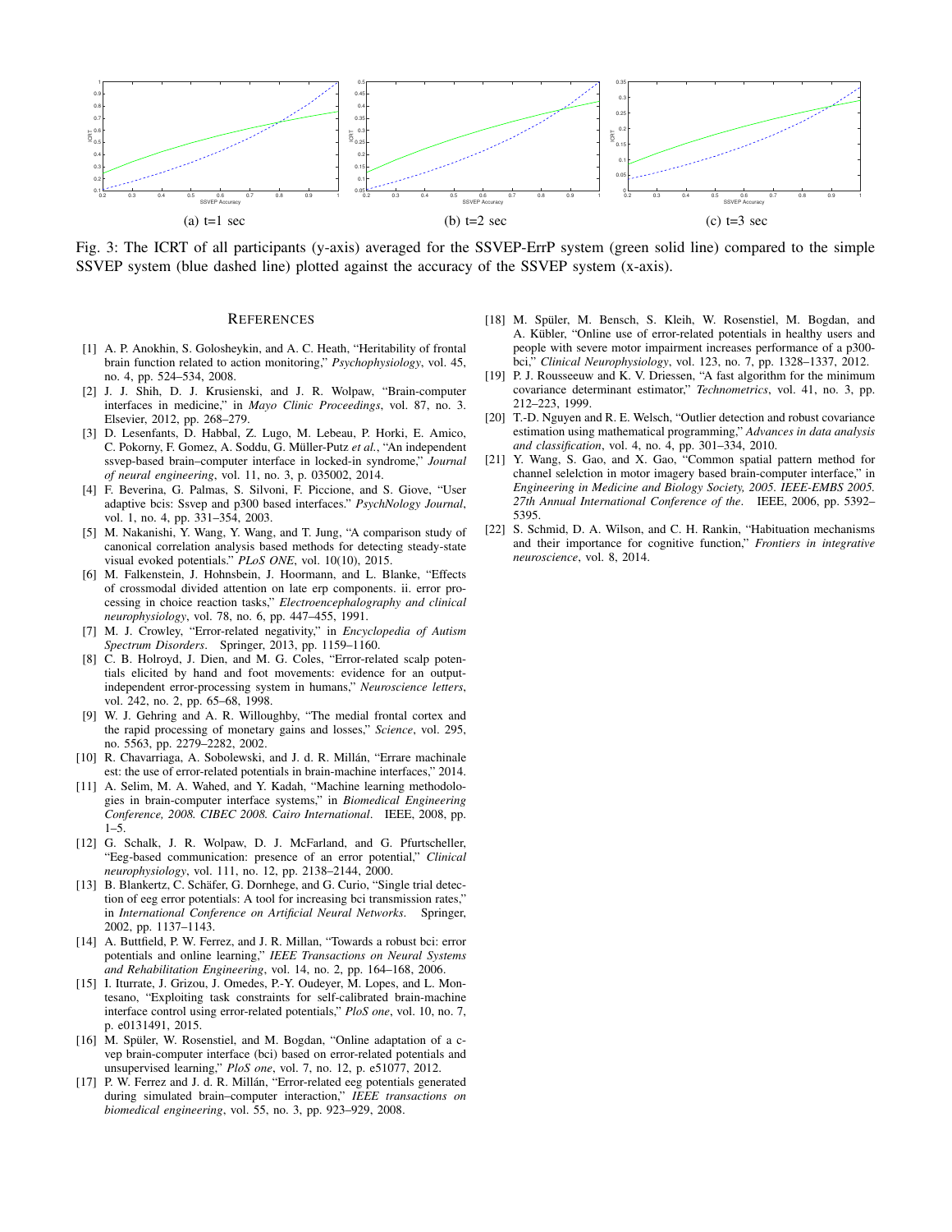1
0.9
0.8
0.7
0.6
0.5
0.4
0.3
0.2
0.1

ICRT

0.2 0.3 0.4 0.5 0.6 0.7 0.8 0.9 1

SSVEP Accuracy

(a) t=1 sec

0.5
0.45
0.4
0.35
0.3
0.25
0.2
0.15
0.1
0.05

ICRT

0.2 0.3 0.4 0.5 0.6 0.7 0.8 0.9 1

SSVEP Accuracy

(b) t=2 sec

0.35
0.3
0.25
0.2
0.15
0.1
0.05
0

ICRT

0.2 0.3 0.4 0.5 0.6 0.7 0.8 0.9 1

SSVEP Accuracy

(c) t=3 sec

Fig. 3: The ICRT of all participants (y-axis) averaged for the SSVEP-ErrP system (green solid line) compared to the simple SSVEP system (blue dashed line) plotted against the accuracy of the SSVEP system (x-axis).

## References

[1] A. P. Anokhin, S. Golosheykin, and A. C. Heath, "Heritability of frontal brain function related to action monitoring," *Psychophysiology*, vol. 45, no. 4, pp. 524–534, 2008.

[2] J. J. Shih, D. J. Krusienski, and J. R. Wolpaw, "Brain-computer interfaces in medicine," in *Mayo Clinic Proceedings*, vol. 87, no. 3. Elsevier, 2012, pp. 268–279.

[3] D. Lesenfants, D. Habbal, Z. Lugo, M. Lebeau, P. Horki, E. Amico, C. Pokorny, F. Gomez, A. Soddu, G. Müller-Putz *et al.*, "An independent ssvep-based brain–computer interface in locked-in syndrome," *Journal of neural engineering*, vol. 11, no. 3, p. 035002, 2014.

[4] F. Beverina, G. Palmas, S. Silvoni, F. Piccione, and S. Giove, "User adaptive bcis: Ssvep and p300 based interfaces." *PsychNology Journal*, vol. 1, no. 4, pp. 331–354, 2003.

[5] M. Nakanishi, Y. Wang, Y. Wang, and T. Jung, "A comparison study of canonical correlation analysis based methods for detecting steady-state visual evoked potentials." *PLoS ONE*, vol. 10(10), 2015.

[6] M. Falkenstein, J. Hohnsbein, J. Hoormann, and L. Blanke, "Effects of crossmodal divided attention on late erp components. ii. error processing in choice reaction tasks," *Electroencephalography and clinical neurophysiology*, vol. 78, no. 6, pp. 447–455, 1991.

[7] M. J. Crowley, "Error-related negativity," in *Encyclopedia of Autism Spectrum Disorders*. Springer, 2013, pp. 1159–1160.

[8] C. B. Holroyd, J. Dien, and M. G. Coles, "Error-related scalp potentials elicited by hand and foot movements: evidence for an output-independent error-processing system in humans," *Neuroscience letters*, vol. 242, no. 2, pp. 65–68, 1998.

[9] W. J. Gehring and A. R. Willoughby, "The medial frontal cortex and the rapid processing of monetary gains and losses," *Science*, vol. 295, no. 5563, pp. 2279–2282, 2002.

[10] R. Chavarriaga, A. Sobolewski, and J. d. R. Millán, "Errare machinale est: the use of error-related potentials in brain-machine interfaces," 2014.

[11] A. Selim, M. A. Wahed, and Y. Kadah, "Machine learning methodologies in brain-computer interface systems," in *Biomedical Engineering Conference, 2008. CIBEC 2008. Cairo International*. IEEE, 2008, pp. 1–5.

[12] G. Schalk, J. R. Wolpaw, D. J. McFarland, and G. Pfurtscheller, "Eeg-based communication: presence of an error potential," *Clinical neurophysiology*, vol. 111, no. 12, pp. 2138–2144, 2000.

[13] B. Blankertz, C. Schäfer, G. Dornhege, and G. Curio, "Single trial detection of eeg error potentials: A tool for increasing bci transmission rates," in *International Conference on Artificial Neural Networks*. Springer, 2002, pp. 1137–1143.

[14] A. Buttfield, P. W. Ferrez, and J. R. Millan, "Towards a robust bci: error potentials and online learning," *IEEE Transactions on Neural Systems and Rehabilitation Engineering*, vol. 14, no. 2, pp. 164–168, 2006.

[15] I. Iturrate, J. Grizou, J. Omedes, P.-Y. Oudeyer, M. Lopes, and L. Montesano, "Exploiting task constraints for self-calibrated brain-machine interface control using error-related potentials," *PloS one*, vol. 10, no. 7, p. e0131491, 2015.

[16] M. Spüler, W. Rosenstiel, and M. Bogdan, "Online adaptation of a c-vep brain-computer interface (bci) based on error-related potentials and unsupervised learning," *PloS one*, vol. 7, no. 12, p. e51077, 2012.

[17] P. W. Ferrez and J. d. R. Millán, "Error-related eeg potentials generated during simulated brain–computer interaction," *IEEE transactions on biomedical engineering*, vol. 55, no. 3, pp. 923–929, 2008.

[18] M. Spüler, M. Bensch, S. Kleih, W. Rosenstiel, M. Bogdan, and A. Kübler, "Online use of error-related potentials in healthy users and people with severe motor impairment increases performance of a p300-bci," *Clinical Neurophysiology*, vol. 123, no. 7, pp. 1328–1337, 2012.

[19] P. J. Rousseeuw and K. V. Driessen, "A fast algorithm for the minimum covariance determinant estimator," *Technometrics*, vol. 41, no. 3, pp. 212–223, 1999.

[20] T.-D. Nguyen and R. E. Welsch, "Outlier detection and robust covariance estimation using mathematical programming," *Advances in data analysis and classification*, vol. 4, no. 4, pp. 301–334, 2010.

[21] Y. Wang, S. Gao, and X. Gao, "Common spatial pattern method for channel selelction in motor imagery based brain-computer interface," in *Engineering in Medicine and Biology Society, 2005. IEEE-EMBS 2005. 27th Annual International Conference of the*. IEEE, 2006, pp. 5392–5395.

[22] S. Schmid, D. A. Wilson, and C. H. Rankin, "Habituation mechanisms and their importance for cognitive function," *Frontiers in integrative neuroscience*, vol. 8, 2014.